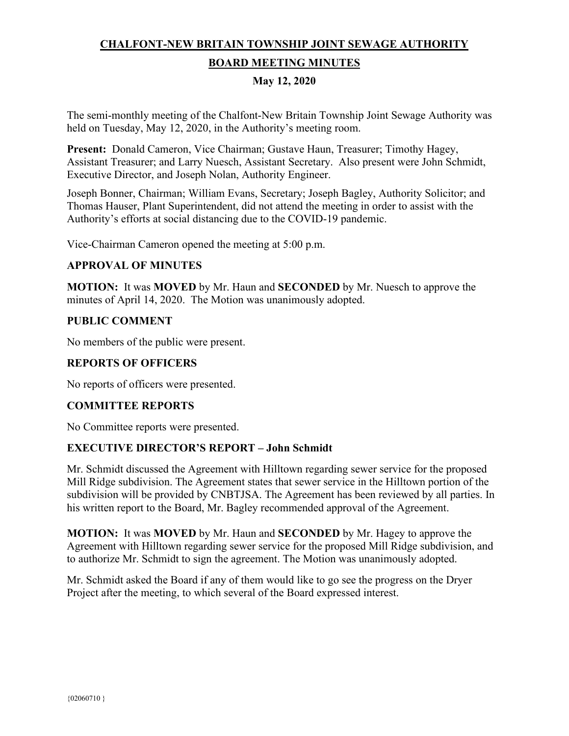# CHALFONT-NEW BRITAIN TOWNSHIP JOINT SEWAGE AUTHORITY

## BOARD MEETING MINUTES

### May 12, 2020

The semi-monthly meeting of the Chalfont-New Britain Township Joint Sewage Authority was held on Tuesday, May 12, 2020, in the Authority's meeting room.

**Present:** Donald Cameron, Vice Chairman; Gustave Haun, Treasurer; Timothy Hagey, Assistant Treasurer; and Larry Nuesch, Assistant Secretary. Also present were John Schmidt, Executive Director, and Joseph Nolan, Authority Engineer.

Joseph Bonner, Chairman; William Evans, Secretary; Joseph Bagley, Authority Solicitor; and Thomas Hauser, Plant Superintendent, did not attend the meeting in order to assist with the Authority's efforts at social distancing due to the COVID-19 pandemic.

Vice-Chairman Cameron opened the meeting at 5:00 p.m.

### APPROVAL OF MINUTES

**MOTION:** It was **MOVED** by Mr. Haun and **SECONDED** by Mr. Nuesch to approve the minutes of April 14, 2020. The Motion was unanimously adopted.

### PUBLIC COMMENT

No members of the public were present.

### REPORTS OF OFFICERS

No reports of officers were presented.

### COMMITTEE REPORTS

No Committee reports were presented.

### EXECUTIVE DIRECTOR'S REPORT – John Schmidt

Mr. Schmidt discussed the Agreement with Hilltown regarding sewer service for the proposed Mill Ridge subdivision. The Agreement states that sewer service in the Hilltown portion of the subdivision will be provided by CNBTJSA. The Agreement has been reviewed by all parties. In his written report to the Board, Mr. Bagley recommended approval of the Agreement.

**MOTION:** It was **MOVED** by Mr. Haun and **SECONDED** by Mr. Hagey to approve the Agreement with Hilltown regarding sewer service for the proposed Mill Ridge subdivision, and to authorize Mr. Schmidt to sign the agreement. The Motion was unanimously adopted.

Mr. Schmidt asked the Board if any of them would like to go see the progress on the Dryer Project after the meeting, to which several of the Board expressed interest.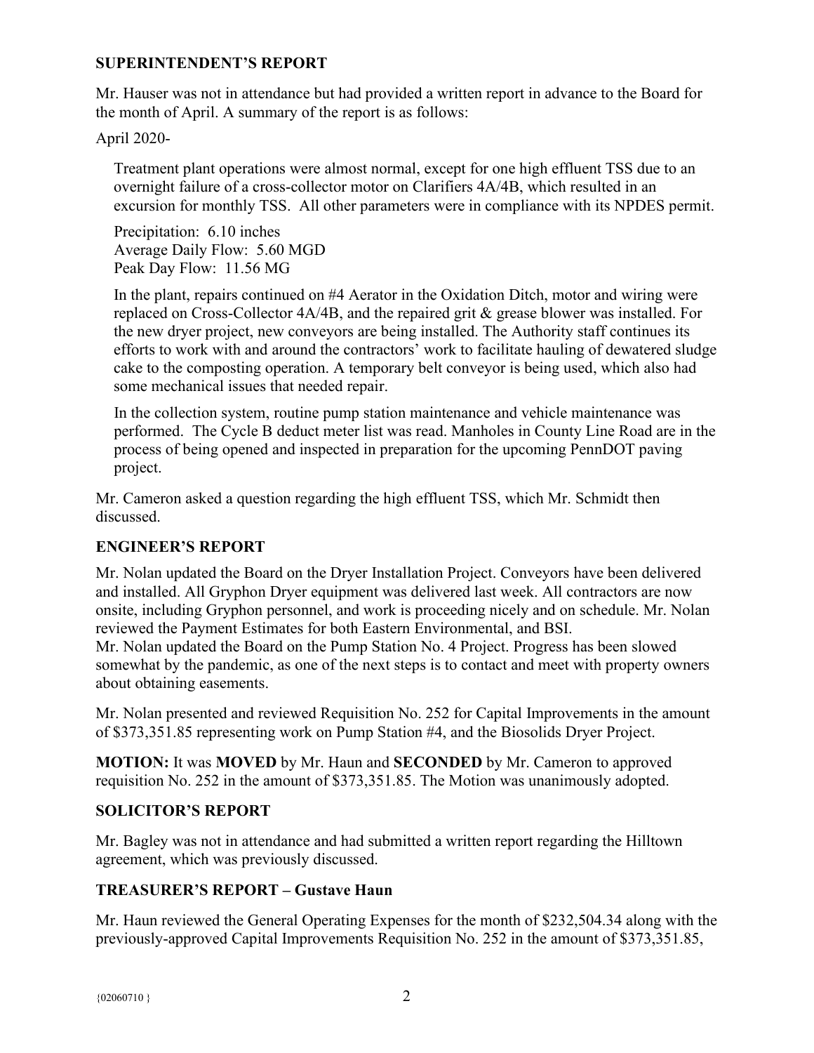## SUPERINTENDENT'S REPORT

Mr. Hauser was not in attendance but had provided a written report in advance to the Board for the month of April. A summary of the report is as follows:

April 2020-

Treatment plant operations were almost normal, except for one high effluent TSS due to an overnight failure of a cross-collector motor on Clarifiers 4A/4B, which resulted in an excursion for monthly TSS. All other parameters were in compliance with its NPDES permit.

Precipitation: 6.10 inches
Average Daily Flow: 5.60 MGD
Peak Day Flow: 11.56 MG

In the plant, repairs continued on #4 Aerator in the Oxidation Ditch, motor and wiring were replaced on Cross-Collector 4A/4B, and the repaired grit & grease blower was installed. For the new dryer project, new conveyors are being installed. The Authority staff continues its efforts to work with and around the contractors' work to facilitate hauling of dewatered sludge cake to the composting operation. A temporary belt conveyor is being used, which also had some mechanical issues that needed repair.

In the collection system, routine pump station maintenance and vehicle maintenance was performed. The Cycle B deduct meter list was read. Manholes in County Line Road are in the process of being opened and inspected in preparation for the upcoming PennDOT paving project.

Mr. Cameron asked a question regarding the high effluent TSS, which Mr. Schmidt then discussed.

## ENGINEER'S REPORT

Mr. Nolan updated the Board on the Dryer Installation Project. Conveyors have been delivered and installed. All Gryphon Dryer equipment was delivered last week. All contractors are now onsite, including Gryphon personnel, and work is proceeding nicely and on schedule. Mr. Nolan reviewed the Payment Estimates for both Eastern Environmental, and BSI.
Mr. Nolan updated the Board on the Pump Station No. 4 Project. Progress has been slowed somewhat by the pandemic, as one of the next steps is to contact and meet with property owners about obtaining easements.

Mr. Nolan presented and reviewed Requisition No. 252 for Capital Improvements in the amount of $373,351.85 representing work on Pump Station #4, and the Biosolids Dryer Project.

**MOTION:** It was **MOVED** by Mr. Haun and **SECONDED** by Mr. Cameron to approved requisition No. 252 in the amount of $373,351.85. The Motion was unanimously adopted.

## SOLICITOR'S REPORT

Mr. Bagley was not in attendance and had submitted a written report regarding the Hilltown agreement, which was previously discussed.

## TREASURER'S REPORT – Gustave Haun

Mr. Haun reviewed the General Operating Expenses for the month of $232,504.34 along with the previously-approved Capital Improvements Requisition No. 252 in the amount of $373,351.85,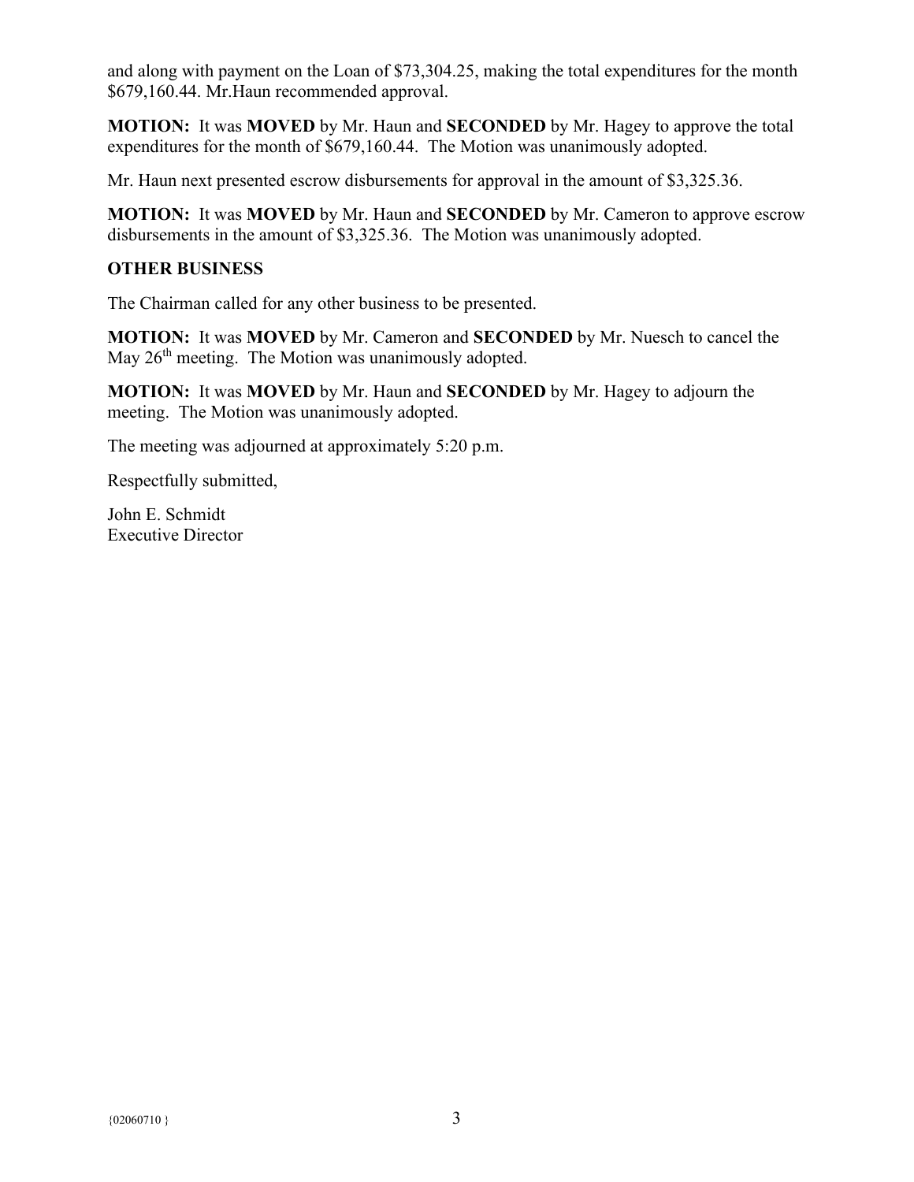and along with payment on the Loan of $73,304.25, making the total expenditures for the month $679,160.44. Mr.Haun recommended approval.

**MOTION:** It was **MOVED** by Mr. Haun and **SECONDED** by Mr. Hagey to approve the total expenditures for the month of $679,160.44. The Motion was unanimously adopted.

Mr. Haun next presented escrow disbursements for approval in the amount of $3,325.36.

**MOTION:** It was **MOVED** by Mr. Haun and **SECONDED** by Mr. Cameron to approve escrow disbursements in the amount of $3,325.36. The Motion was unanimously adopted.

**OTHER BUSINESS**

The Chairman called for any other business to be presented.

**MOTION:** It was **MOVED** by Mr. Cameron and **SECONDED** by Mr. Nuesch to cancel the May 26th meeting. The Motion was unanimously adopted.

**MOTION:** It was **MOVED** by Mr. Haun and **SECONDED** by Mr. Hagey to adjourn the meeting. The Motion was unanimously adopted.

The meeting was adjourned at approximately 5:20 p.m.

Respectfully submitted,

John E. Schmidt
Executive Director

{02060710 }